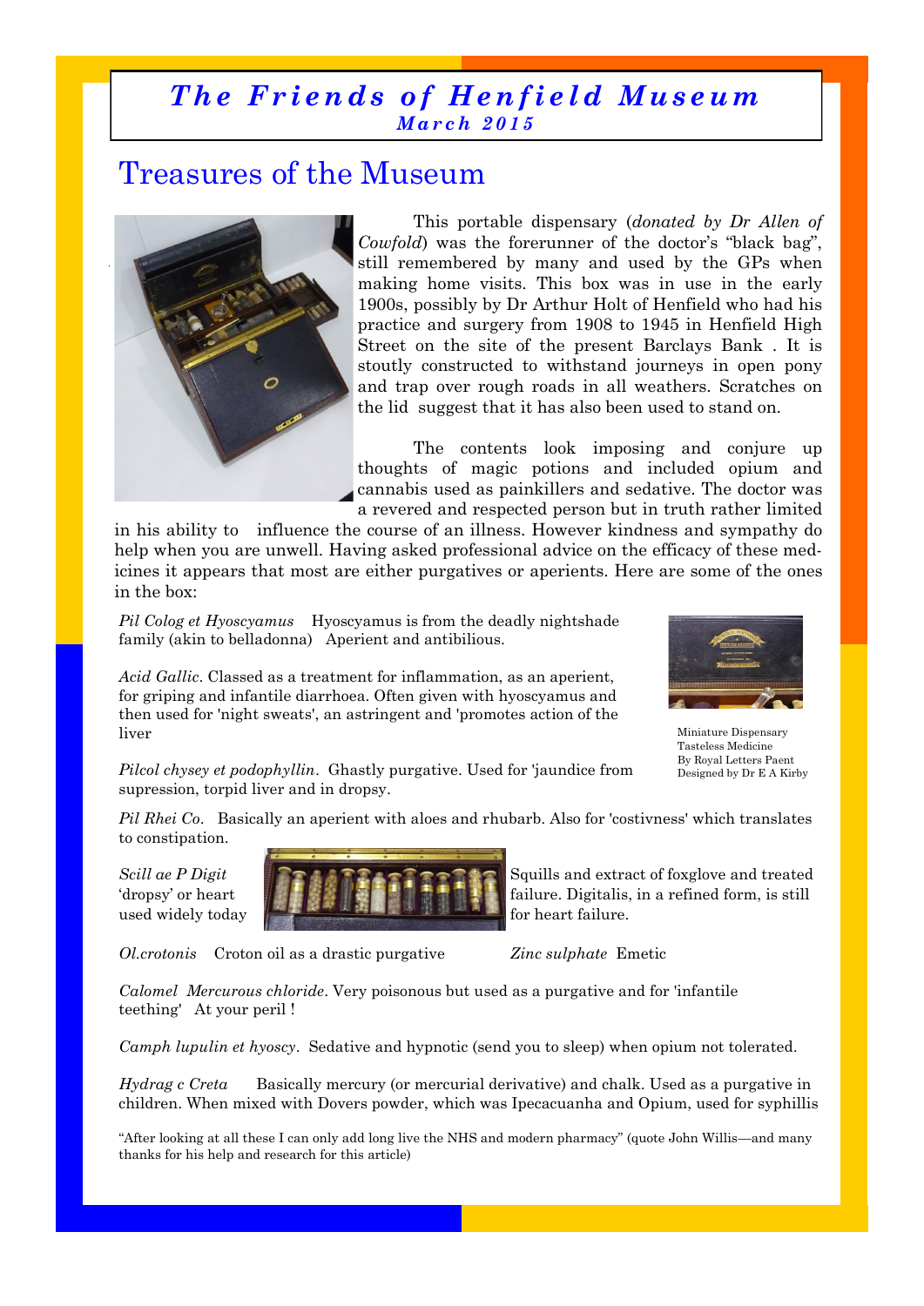# The Friends of Henfield Museum

**March 2015**

## Treasures of the Museum

This portable dispensary (*donated by Dr Allen of Cowfold*) was the forerunner of the doctor's "black bag", still remembered by many and used by the GPs when making home visits. This box was in use in the early 1900s, possibly by Dr Arthur Holt of Henfield who had his practice and surgery from 1908 to 1945 in Henfield High Street on the site of the present Barclays Bank . It is stoutly constructed to withstand journeys in open pony and trap over rough roads in all weathers. Scratches on the lid suggest that it has also been used to stand on.

The contents look imposing and conjure up thoughts of magic potions and included opium and cannabis used as painkillers and sedative. The doctor was a revered and respected person but in truth rather limited in his ability to influence the course of an illness. However kindness and sympathy do help when you are unwell. Having asked professional advice on the efficacy of these medicines it appears that most are either purgatives or aperients. Here are some of the ones in the box:

*Pil Colog et Hyoscyamus* Hyoscyamus is from the deadly nightshade family (akin to belladonna) Aperient and antibilious.

*Acid Gallic*. Classed as a treatment for inflammation, as an aperient, for griping and infantile diarrhoea. Often given with hyoscyamus and then used for 'night sweats', an astringent and 'promotes action of the liver

Miniature Dispensary
Tasteless Medicine
By Royal Letters Paent
Designed by Dr E A Kirby

*Pilcol chysey et podophyllin*. Ghastly purgative. Used for 'jaundice from supression, torpid liver and in dropsy.

*Pil Rhei Co*. Basically an aperient with aloes and rhubarb. Also for 'costivness' which translates to constipation.

*Scill ae P Digit* Squills and extract of foxglove and treated 'dropsy' or heart failure. Digitalis, in a refined form, is still used widely today for heart failure.

*Ol.crotonis* Croton oil as a drastic purgative

*Zinc sulphate* Emetic

*Calomel Mercurous chloride*. Very poisonous but used as a purgative and for 'infantile teething' At your peril !

*Camph lupulin et hyoscy*. Sedative and hypnotic (send you to sleep) when opium not tolerated.

*Hydrag c Creta* Basically mercury (or mercurial derivative) and chalk. Used as a purgative in children. When mixed with Dovers powder, which was Ipecacuanha and Opium, used for syphillis

"After looking at all these I can only add long live the NHS and modern pharmacy" (quote John Willis—and many thanks for his help and research for this article)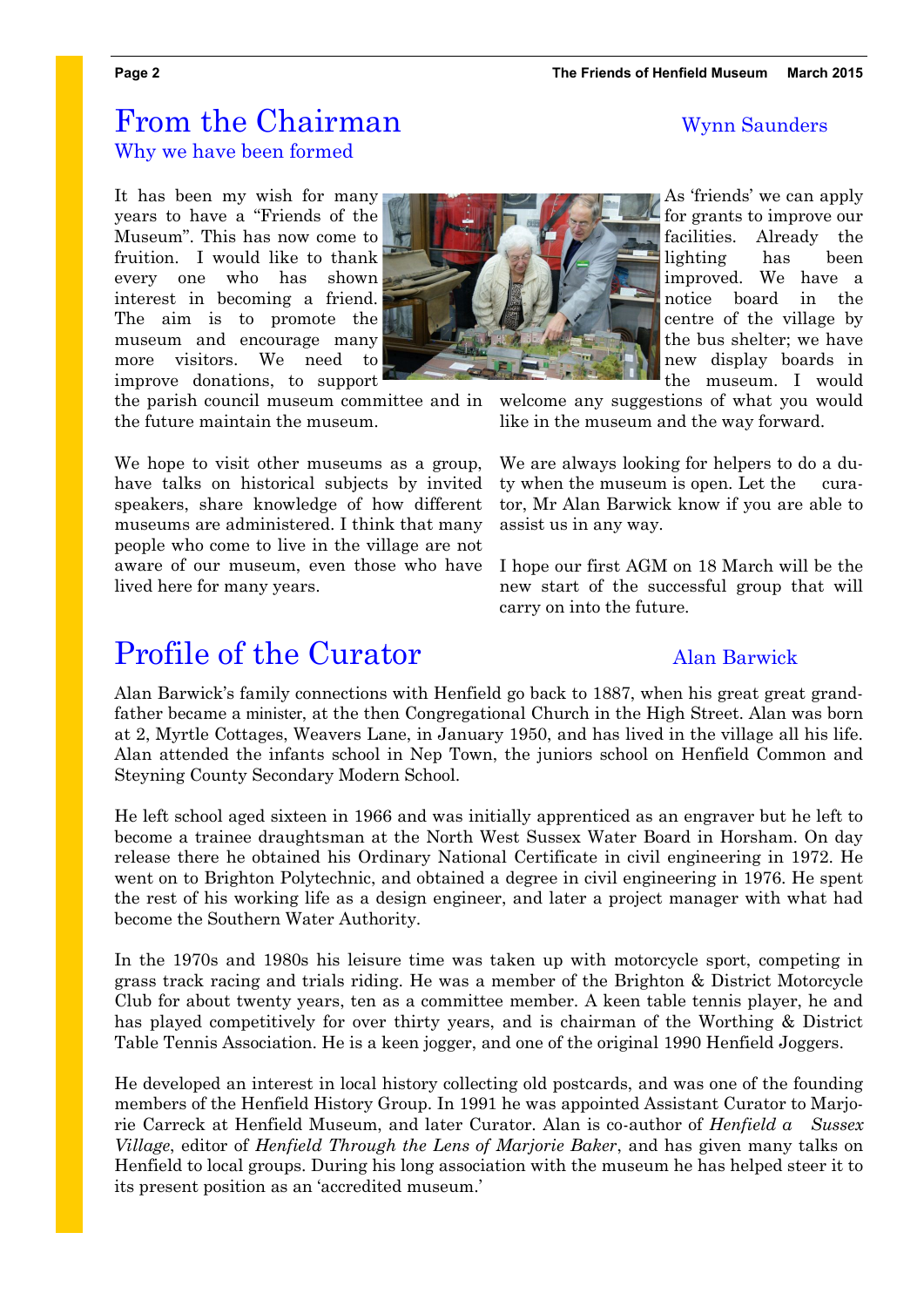## From the Chairman

Wynn Saunders

### Why we have been formed

It has been my wish for many years to have a "Friends of the Museum". This has now come to fruition. I would like to thank every one who has shown interest in becoming a friend. The aim is to promote the museum and encourage many more visitors. We need to improve donations, to support the parish council museum committee and in the future maintain the museum.

As 'friends' we can apply for grants to improve our facilities. Already the lighting has been improved. We have a notice board in the centre of the village by the bus shelter; we have new display boards in the museum. I would welcome any suggestions of what you would like in the museum and the way forward.

We hope to visit other museums as a group, have talks on historical subjects by invited speakers, share knowledge of how different museums are administered. I think that many people who come to live in the village are not aware of our museum, even those who have lived here for many years.

We are always looking for helpers to do a duty when the museum is open. Let the curator, Mr Alan Barwick know if you are able to assist us in any way.

I hope our first AGM on 18 March will be the new start of the successful group that will carry on into the future.

## Profile of the Curator

Alan Barwick

Alan Barwick's family connections with Henfield go back to 1887, when his great great grandfather became a minister, at the then Congregational Church in the High Street. Alan was born at 2, Myrtle Cottages, Weavers Lane, in January 1950, and has lived in the village all his life. Alan attended the infants school in Nep Town, the juniors school on Henfield Common and Steyning County Secondary Modern School.

He left school aged sixteen in 1966 and was initially apprenticed as an engraver but he left to become a trainee draughtsman at the North West Sussex Water Board in Horsham. On day release there he obtained his Ordinary National Certificate in civil engineering in 1972. He went on to Brighton Polytechnic, and obtained a degree in civil engineering in 1976. He spent the rest of his working life as a design engineer, and later a project manager with what had become the Southern Water Authority.

In the 1970s and 1980s his leisure time was taken up with motorcycle sport, competing in grass track racing and trials riding. He was a member of the Brighton & District Motorcycle Club for about twenty years, ten as a committee member. A keen table tennis player, he and has played competitively for over thirty years, and is chairman of the Worthing & District Table Tennis Association. He is a keen jogger, and one of the original 1990 Henfield Joggers.

He developed an interest in local history collecting old postcards, and was one of the founding members of the Henfield History Group. In 1991 he was appointed Assistant Curator to Marjorie Carreck at Henfield Museum, and later Curator. Alan is co-author of *Henfield a Sussex Village*, editor of *Henfield Through the Lens of Marjorie Baker*, and has given many talks on Henfield to local groups. During his long association with the museum he has helped steer it to its present position as an 'accredited museum.'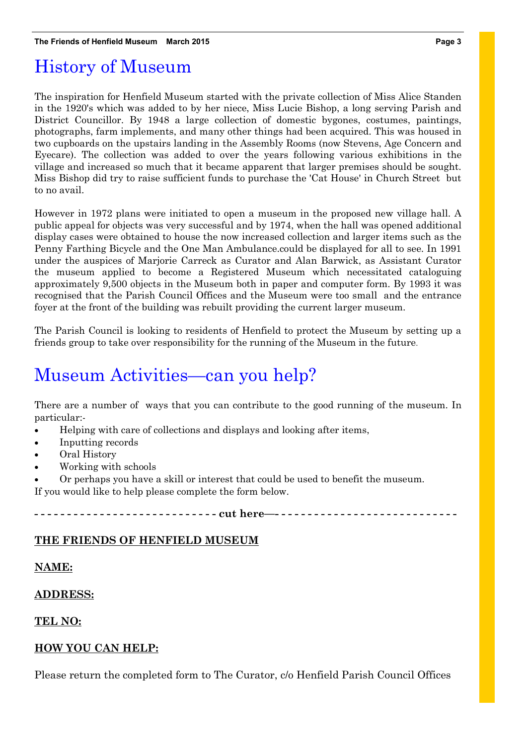# History of Museum

The inspiration for Henfield Museum started with the private collection of Miss Alice Standen in the 1920's which was added to by her niece, Miss Lucie Bishop, a long serving Parish and District Councillor. By 1948 a large collection of domestic bygones, costumes, paintings, photographs, farm implements, and many other things had been acquired. This was housed in two cupboards on the upstairs landing in the Assembly Rooms (now Stevens, Age Concern and Eyecare). The collection was added to over the years following various exhibitions in the village and increased so much that it became apparent that larger premises should be sought. Miss Bishop did try to raise sufficient funds to purchase the 'Cat House' in Church Street but to no avail.

However in 1972 plans were initiated to open a museum in the proposed new village hall. A public appeal for objects was very successful and by 1974, when the hall was opened additional display cases were obtained to house the now increased collection and larger items such as the Penny Farthing Bicycle and the One Man Ambulance.could be displayed for all to see. In 1991 under the auspices of Marjorie Carreck as Curator and Alan Barwick, as Assistant Curator the museum applied to become a Registered Museum which necessitated cataloguing approximately 9,500 objects in the Museum both in paper and computer form. By 1993 it was recognised that the Parish Council Offices and the Museum were too small and the entrance foyer at the front of the building was rebuilt providing the current larger museum.

The Parish Council is looking to residents of Henfield to protect the Museum by setting up a friends group to take over responsibility for the running of the Museum in the future.

# Museum Activities—can you help?

There are a number of ways that you can contribute to the good running of the museum. In particular:-

- Helping with care of collections and displays and looking after items,
- Inputting records
- Oral History
- Working with schools
- Or perhaps you have a skill or interest that could be used to benefit the museum.

If you would like to help please complete the form below.

- - - - - - - - - - - - - - - - - - - - - - - - - - - - **cut here—**- - - - - - - - - - - - - - - - - - - - - - - - - - - -

**THE FRIENDS OF HENFIELD MUSEUM**

**NAME:**

**ADDRESS:**

**TEL NO:**

**HOW YOU CAN HELP:**

Please return the completed form to The Curator, c/o Henfield Parish Council Offices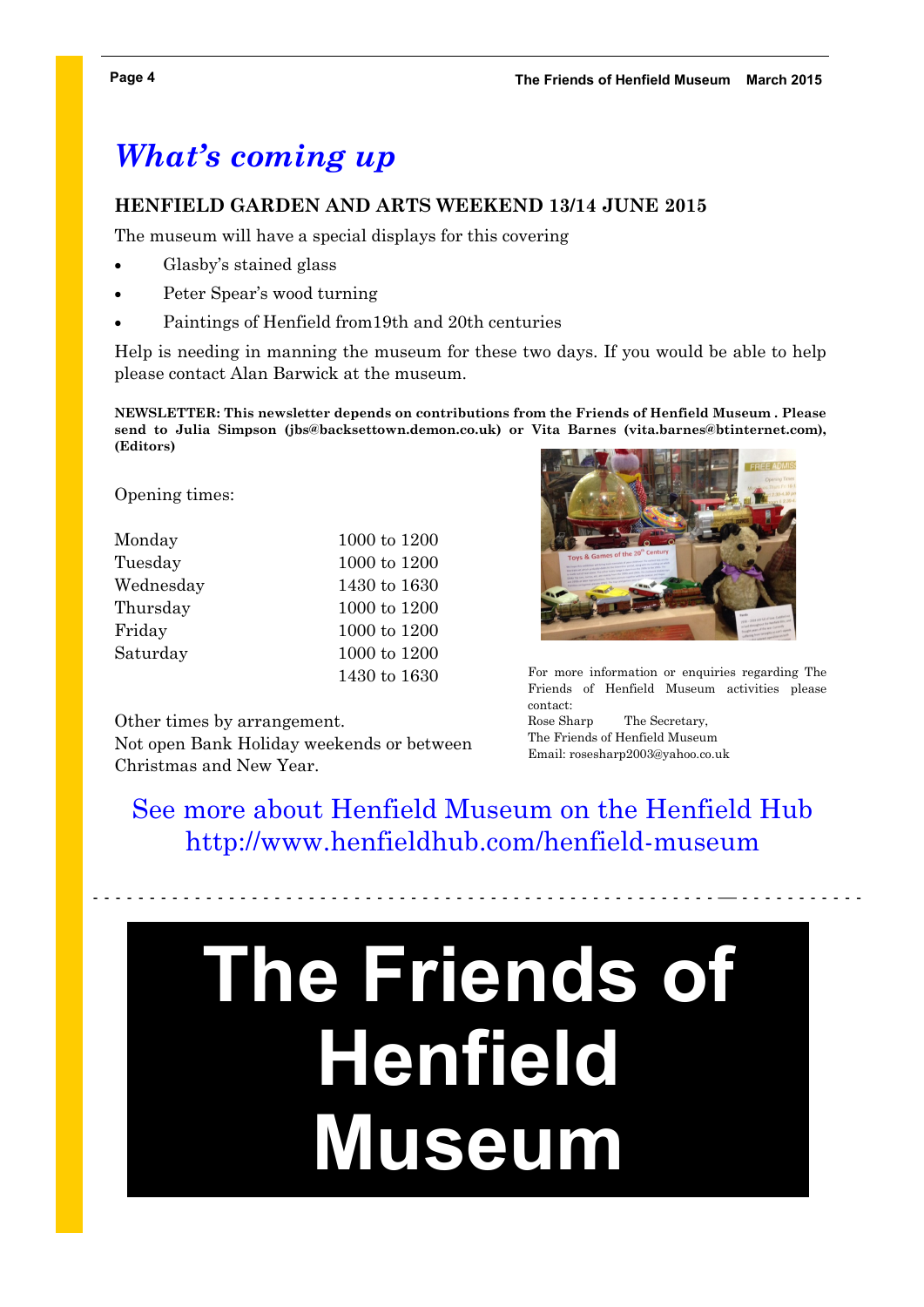# *What's coming up*

**HENFIELD GARDEN AND ARTS WEEKEND 13/14 JUNE 2015**

The museum will have a special displays for this covering

- Glasby's stained glass
- Peter Spear's wood turning
- Paintings of Henfield from19th and 20th centuries

Help is needing in manning the museum for these two days. If you would be able to help please contact Alan Barwick at the museum.

**NEWSLETTER: This newsletter depends on contributions from the Friends of Henfield Museum . Please send to Julia Simpson (jbs@backsettown.demon.co.uk) or Vita Barnes (vita.barnes@btinternet.com), (Editors)**

Opening times:

| | |
|---|---|
| Monday | 1000 to 1200 |
| Tuesday | 1000 to 1200 |
| Wednesday | 1430 to 1630 |
| Thursday | 1000 to 1200 |
| Friday | 1000 to 1200 |
| Saturday | 1000 to 1200 |
| | 1430 to 1630 |

Other times by arrangement.
Not open Bank Holiday weekends or between Christmas and New Year.

For more information or enquiries regarding The Friends of Henfield Museum activities please contact:
Rose Sharp The Secretary,
The Friends of Henfield Museum
Email: rosesharp2003@yahoo.co.uk

See more about Henfield Museum on the Henfield Hub
http://www.henfieldhub.com/henfield-museum

# The Friends of Henfield Museum